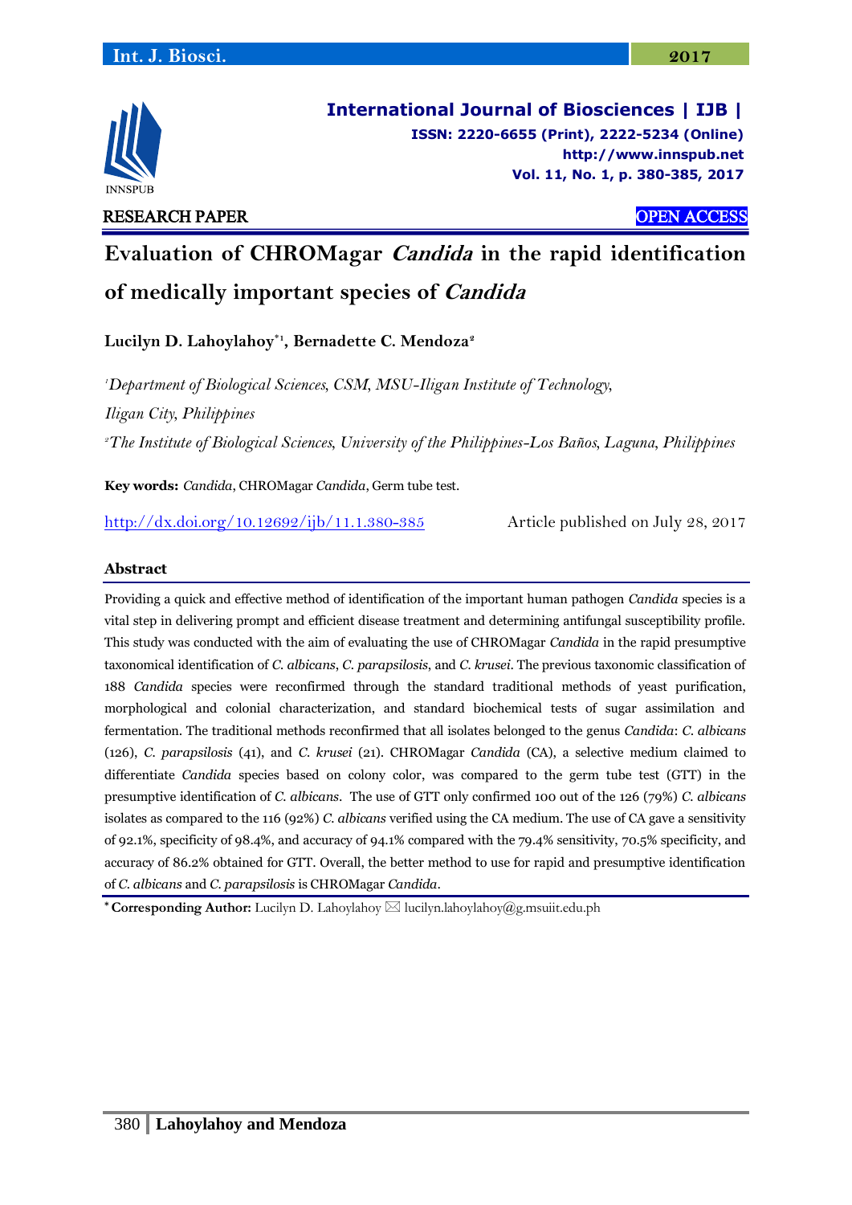RESEARCH PAPER OPEN ACCESS

# Evaluation of CHROMagar *Candida* in the rapid identification of medically important species of *Candida*

**Lucilyn D. Lahoylahoy*[1], Bernadette C. Mendoza[2]**

[1]*Department of Biological Sciences, CSM, MSU-Iligan Institute of Technology, Iligan City, Philippines*

[2]*The Institute of Biological Sciences, University of the Philippines-Los Baños, Laguna, Philippines*

**Key words:** *Candida*, CHROMagar *Candida*, Germ tube test.

http://dx.doi.org/10.12692/ijb/11.1.380-385 Article published on July 28, 2017

## Abstract

Providing a quick and effective method of identification of the important human pathogen *Candida* species is a vital step in delivering prompt and efficient disease treatment and determining antifungal susceptibility profile. This study was conducted with the aim of evaluating the use of CHROMagar *Candida* in the rapid presumptive taxonomical identification of *C. albicans*, *C. parapsilosis*, and *C. krusei*. The previous taxonomic classification of 188 *Candida* species were reconfirmed through the standard traditional methods of yeast purification, morphological and colonial characterization, and standard biochemical tests of sugar assimilation and fermentation. The traditional methods reconfirmed that all isolates belonged to the genus *Candida*: *C. albicans* (126), *C. parapsilosis* (41), and *C. krusei* (21). CHROMagar *Candida* (CA), a selective medium claimed to differentiate *Candida* species based on colony color, was compared to the germ tube test (GTT) in the presumptive identification of *C. albicans*. The use of GTT only confirmed 100 out of the 126 (79%) *C. albicans* isolates as compared to the 116 (92%) *C. albicans* verified using the CA medium. The use of CA gave a sensitivity of 92.1%, specificity of 98.4%, and accuracy of 94.1% compared with the 79.4% sensitivity, 70.5% specificity, and accuracy of 86.2% obtained for GTT. Overall, the better method to use for rapid and presumptive identification of *C. albicans* and *C. parapsilosis* is CHROMagar *Candida*.

**\* Corresponding Author:** Lucilyn D. Lahoylahoy ✉ lucilyn.lahoylahoy@g.msuiit.edu.ph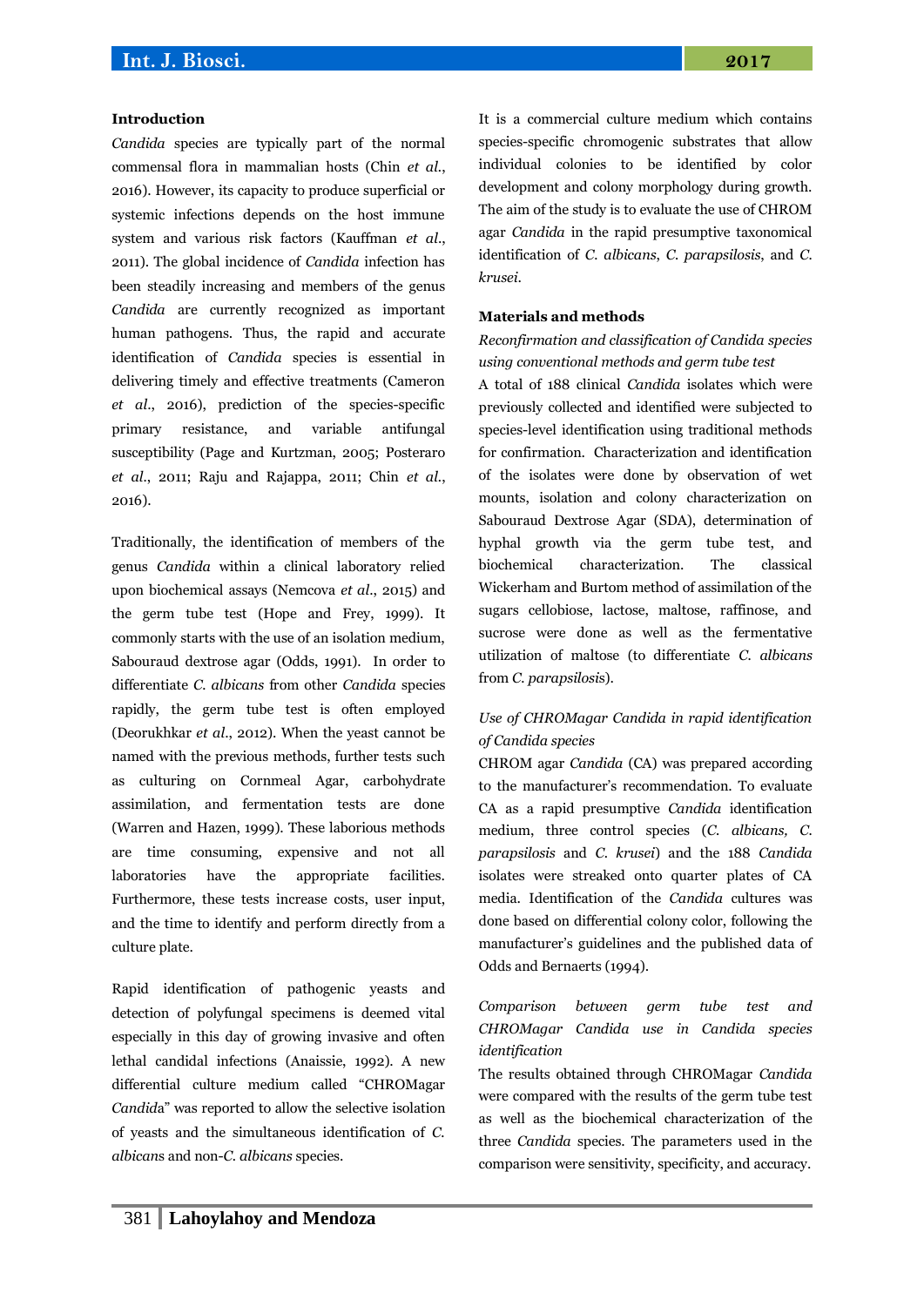## Introduction

*Candida* species are typically part of the normal commensal flora in mammalian hosts (Chin *et al.*, 2016). However, its capacity to produce superficial or systemic infections depends on the host immune system and various risk factors (Kauffman *et al.*, 2011). The global incidence of *Candida* infection has been steadily increasing and members of the genus *Candida* are currently recognized as important human pathogens. Thus, the rapid and accurate identification of *Candida* species is essential in delivering timely and effective treatments (Cameron *et al.*, 2016), prediction of the species-specific primary resistance, and variable antifungal susceptibility (Page and Kurtzman, 2005; Posteraro *et al.*, 2011; Raju and Rajappa, 2011; Chin *et al.*, 2016).

Traditionally, the identification of members of the genus *Candida* within a clinical laboratory relied upon biochemical assays (Nemcova *et al.*, 2015) and the germ tube test (Hope and Frey, 1999). It commonly starts with the use of an isolation medium, Sabouraud dextrose agar (Odds, 1991). In order to differentiate *C. albicans* from other *Candida* species rapidly, the germ tube test is often employed (Deorukhkar *et al.*, 2012). When the yeast cannot be named with the previous methods, further tests such as culturing on Cornmeal Agar, carbohydrate assimilation, and fermentation tests are done (Warren and Hazen, 1999). These laborious methods are time consuming, expensive and not all laboratories have the appropriate facilities. Furthermore, these tests increase costs, user input, and the time to identify and perform directly from a culture plate.

Rapid identification of pathogenic yeasts and detection of polyfungal specimens is deemed vital especially in this day of growing invasive and often lethal candidal infections (Anaissie, 1992). A new differential culture medium called "CHROMagar *Candida*" was reported to allow the selective isolation of yeasts and the simultaneous identification of *C. albicans* and non-*C. albicans* species. It is a commercial culture medium which contains species-specific chromogenic substrates that allow individual colonies to be identified by color development and colony morphology during growth. The aim of the study is to evaluate the use of CHROM agar *Candida* in the rapid presumptive taxonomical identification of *C. albicans*, *C. parapsilosis*, and *C. krusei*.

## Materials and methods

*Reconfirmation and classification of Candida species using conventional methods and germ tube test*

A total of 188 clinical *Candida* isolates which were previously collected and identified were subjected to species-level identification using traditional methods for confirmation. Characterization and identification of the isolates were done by observation of wet mounts, isolation and colony characterization on Sabouraud Dextrose Agar (SDA), determination of hyphal growth via the germ tube test, and biochemical characterization. The classical Wickerham and Burtom method of assimilation of the sugars cellobiose, lactose, maltose, raffinose, and sucrose were done as well as the fermentative utilization of maltose (to differentiate *C. albicans* from *C. parapsilosis*).

*Use of CHROMagar Candida in rapid identification of Candida species*

CHROM agar *Candida* (CA) was prepared according to the manufacturer's recommendation. To evaluate CA as a rapid presumptive *Candida* identification medium, three control species (*C. albicans, C. parapsilosis* and *C. krusei*) and the 188 *Candida* isolates were streaked onto quarter plates of CA media. Identification of the *Candida* cultures was done based on differential colony color, following the manufacturer's guidelines and the published data of Odds and Bernaerts (1994).

*Comparison between germ tube test and CHROMagar Candida use in Candida species identification*

The results obtained through CHROMagar *Candida* were compared with the results of the germ tube test as well as the biochemical characterization of the three *Candida* species. The parameters used in the comparison were sensitivity, specificity, and accuracy.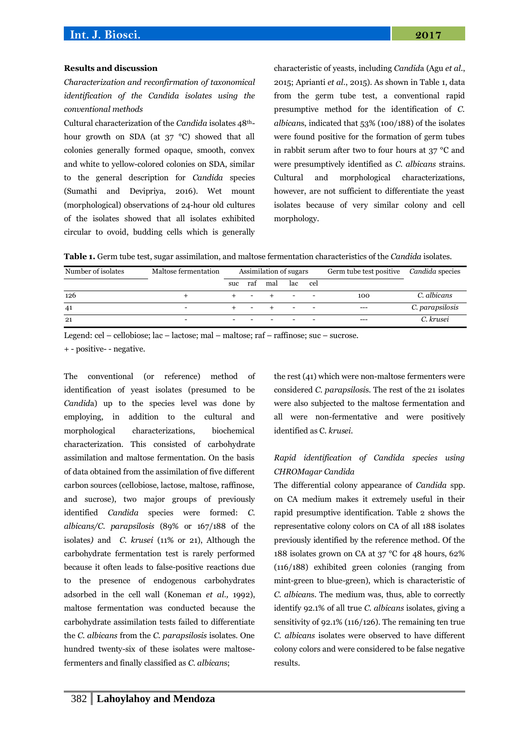## Results and discussion

*Characterization and reconfirmation of taxonomical identification of the Candida isolates using the conventional methods*

Cultural characterization of the *Candida* isolates 48th-hour growth on SDA (at 37 °C) showed that all colonies generally formed opaque, smooth, convex and white to yellow-colored colonies on SDA, similar to the general description for *Candida* species (Sumathi and Devipriya, 2016). Wet mount (morphological) observations of 24-hour old cultures of the isolates showed that all isolates exhibited circular to ovoid, budding cells which is generally characteristic of yeasts, including *Candida* (Agu *et al*., 2015; Aprianti *et al*., 2015). As shown in Table 1, data from the germ tube test, a conventional rapid presumptive method for the identification of *C. albicans*, indicated that 53% (100/188) of the isolates were found positive for the formation of germ tubes in rabbit serum after two to four hours at 37 °C and were presumptively identified as *C. albicans* strains. Cultural and morphological characterizations, however, are not sufficient to differentiate the yeast isolates because of very similar colony and cell morphology.

**Table 1.** Germ tube test, sugar assimilation, and maltose fermentation characteristics of the *Candida* isolates.

| Number of isolates | Maltose fermentation | Assimilation of sugars | | | | | Germ tube test positive | *Candida* species |
|---|---|---|---|---|---|---|---|---|
| | | suc | raf | mal | lac | cel | | |
| 126 | + | + | - | + | - | - | 100 | *C. albicans* |
| 41 | - | + | - | + | - | - | --- | *C. parapsilosis* |
| 21 | - | - | - | - | - | - | --- | *C. krusei* |

Legend: cel – cellobiose; lac – lactose; mal – maltose; raf – raffinose; suc – sucrose.
+ - positive- - negative.

The conventional (or reference) method of identification of yeast isolates (presumed to be *Candida*) up to the species level was done by employing, in addition to the cultural and morphological characterizations, biochemical characterization. This consisted of carbohydrate assimilation and maltose fermentation. On the basis of data obtained from the assimilation of five different carbon sources (cellobiose, lactose, maltose, raffinose, and sucrose), two major groups of previously identified *Candida* species were formed: *C. albicans/C. parapsilosis* (89% or 167/188 of the isolates) and *C. krusei* (11% or 21), Although the carbohydrate fermentation test is rarely performed because it often leads to false-positive reactions due to the presence of endogenous carbohydrates adsorbed in the cell wall (Koneman *et al.,* 1992), maltose fermentation was conducted because the carbohydrate assimilation tests failed to differentiate the *C. albicans* from the *C. parapsilosis* isolates. One hundred twenty-six of these isolates were maltose-fermenters and finally classified as *C. albicans*; the rest (41) which were non-maltose fermenters were considered *C. parapsilosis*. The rest of the 21 isolates were also subjected to the maltose fermentation and all were non-fermentative and were positively identified as C. *krusei*.

*Rapid identification of Candida species using CHROMagar Candida*

The differential colony appearance of *Candida* spp. on CA medium makes it extremely useful in their rapid presumptive identification. Table 2 shows the representative colony colors on CA of all 188 isolates previously identified by the reference method. Of the 188 isolates grown on CA at 37 °C for 48 hours, 62% (116/188) exhibited green colonies (ranging from mint-green to blue-green), which is characteristic of *C. albicans*. The medium was, thus, able to correctly identify 92.1% of all true *C. albicans* isolates, giving a sensitivity of 92.1% (116/126). The remaining ten true *C. albicans* isolates were observed to have different colony colors and were considered to be false negative results.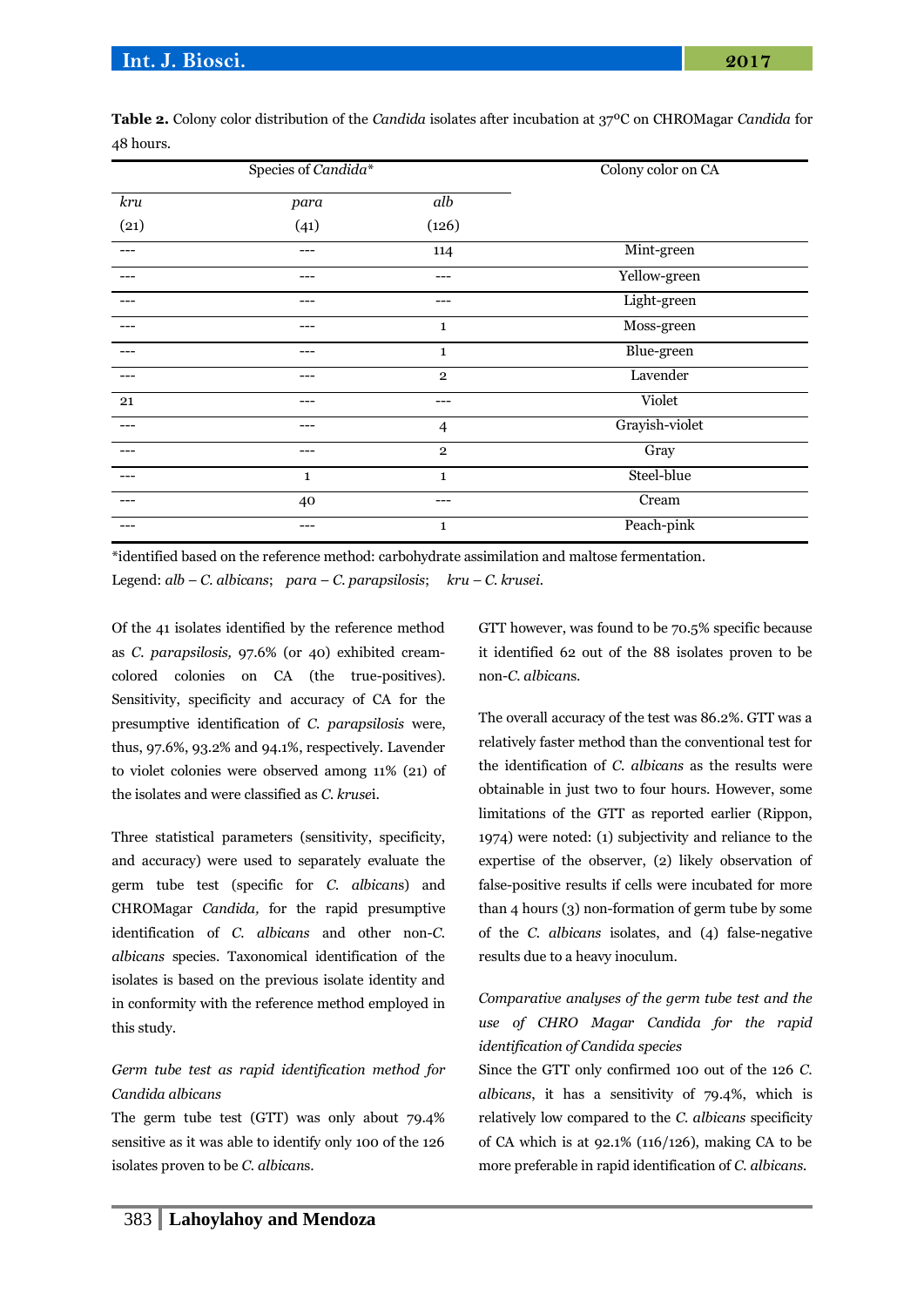**Table 2.** Colony color distribution of the *Candida* isolates after incubation at 37ºC on CHROMagar *Candida* for 48 hours.

| Species of *Candida** | | | Colony color on CA |
|---|---|---|---|
| *kru* (21) | *para* (41) | *alb* (126) | |
| --- | --- | 114 | Mint-green |
| --- | --- | --- | Yellow-green |
| --- | --- | --- | Light-green |
| --- | --- | 1 | Moss-green |
| --- | --- | 1 | Blue-green |
| --- | --- | 2 | Lavender |
| 21 | --- | --- | Violet |
| --- | --- | 4 | Grayish-violet |
| --- | --- | 2 | Gray |
| --- | 1 | 1 | Steel-blue |
| --- | 40 | --- | Cream |
| --- | --- | 1 | Peach-pink |

*identified based on the reference method: carbohydrate assimilation and maltose fermentation.
Legend: *alb* – *C. albicans*; *para* – *C. parapsilosis*; *kru* – *C. krusei*.

Of the 41 isolates identified by the reference method as *C. parapsilosis,* 97.6% (or 40) exhibited cream-colored colonies on CA (the true-positives). Sensitivity, specificity and accuracy of CA for the presumptive identification of *C. parapsilosis* were, thus, 97.6%, 93.2% and 94.1%, respectively. Lavender to violet colonies were observed among 11% (21) of the isolates and were classified as *C. krusei*.

Three statistical parameters (sensitivity, specificity, and accuracy) were used to separately evaluate the germ tube test (specific for *C. albicans*) and CHROMagar *Candida,* for the rapid presumptive identification of *C. albicans* and other non-*C. albicans* species. Taxonomical identification of the isolates is based on the previous isolate identity and in conformity with the reference method employed in this study.

*Germ tube test as rapid identification method for Candida albicans*

The germ tube test (GTT) was only about 79.4% sensitive as it was able to identify only 100 of the 126 isolates proven to be *C. albicans*.

GTT however, was found to be 70.5% specific because it identified 62 out of the 88 isolates proven to be non-*C. albicans*.

The overall accuracy of the test was 86.2%. GTT was a relatively faster method than the conventional test for the identification of *C. albicans* as the results were obtainable in just two to four hours. However, some limitations of the GTT as reported earlier (Rippon, 1974) were noted: (1) subjectivity and reliance to the expertise of the observer, (2) likely observation of false-positive results if cells were incubated for more than 4 hours (3) non-formation of germ tube by some of the *C. albicans* isolates, and (4) false-negative results due to a heavy inoculum.

*Comparative analyses of the germ tube test and the use of CHRO Magar Candida for the rapid identification of Candida species*

Since the GTT only confirmed 100 out of the 126 *C. albicans*, it has a sensitivity of 79.4%, which is relatively low compared to the *C. albicans* specificity of CA which is at 92.1% (116/126), making CA to be more preferable in rapid identification of *C. albicans*.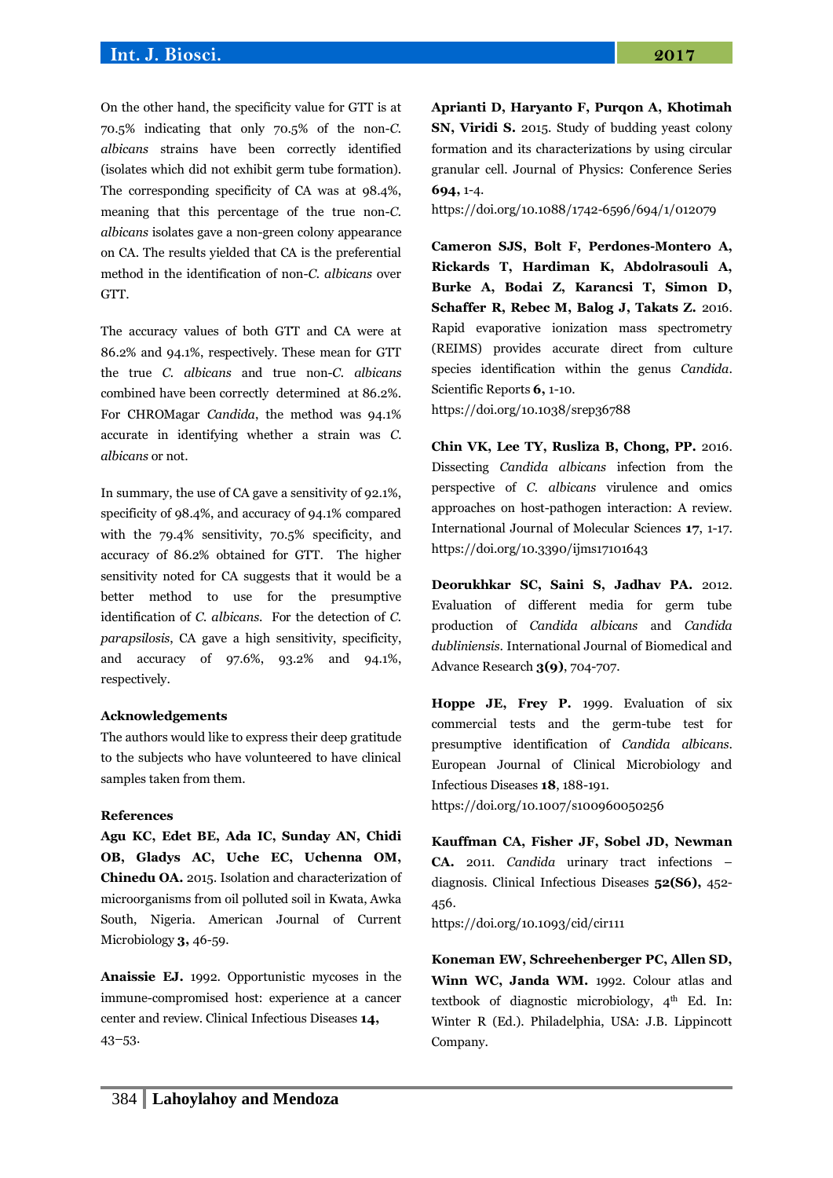On the other hand, the specificity value for GTT is at 70.5% indicating that only 70.5% of the non-*C. albicans* strains have been correctly identified (isolates which did not exhibit germ tube formation). The corresponding specificity of CA was at 98.4%, meaning that this percentage of the true non-*C. albicans* isolates gave a non-green colony appearance on CA. The results yielded that CA is the preferential method in the identification of non-*C. albicans* over GTT.

The accuracy values of both GTT and CA were at 86.2% and 94.1%, respectively. These mean for GTT the true *C. albicans* and true non-*C. albicans* combined have been correctly determined at 86.2%. For CHROMagar *Candida*, the method was 94.1% accurate in identifying whether a strain was *C. albicans* or not.

In summary, the use of CA gave a sensitivity of 92.1%, specificity of 98.4%, and accuracy of 94.1% compared with the 79.4% sensitivity, 70.5% specificity, and accuracy of 86.2% obtained for GTT. The higher sensitivity noted for CA suggests that it would be a better method to use for the presumptive identification of *C. albicans*. For the detection of *C. parapsilosis*, CA gave a high sensitivity, specificity, and accuracy of 97.6%, 93.2% and 94.1%, respectively.

**Acknowledgements**

The authors would like to express their deep gratitude to the subjects who have volunteered to have clinical samples taken from them.

**References**

**Agu KC, Edet BE, Ada IC, Sunday AN, Chidi OB, Gladys AC, Uche EC, Uchenna OM, Chinedu OA.** 2015. Isolation and characterization of microorganisms from oil polluted soil in Kwata, Awka South, Nigeria. American Journal of Current Microbiology **3,** 46-59.

**Anaissie EJ.** 1992. Opportunistic mycoses in the immune-compromised host: experience at a cancer center and review. Clinical Infectious Diseases **14,** 43–53.

**Aprianti D, Haryanto F, Purqon A, Khotimah SN, Viridi S.** 2015. Study of budding yeast colony formation and its characterizations by using circular granular cell. Journal of Physics: Conference Series **694,** 1-4.
https://doi.org/10.1088/1742-6596/694/1/012079

**Cameron SJS, Bolt F, Perdones-Montero A, Rickards T, Hardiman K, Abdolrasouli A, Burke A, Bodai Z, Karancsi T, Simon D, Schaffer R, Rebec M, Balog J, Takats Z.** 2016. Rapid evaporative ionization mass spectrometry (REIMS) provides accurate direct from culture species identification within the genus *Candida*. Scientific Reports **6,** 1-10.
https://doi.org/10.1038/srep36788

**Chin VK, Lee TY, Rusliza B, Chong, PP.** 2016. Dissecting *Candida albicans* infection from the perspective of *C. albicans* virulence and omics approaches on host-pathogen interaction: A review. International Journal of Molecular Sciences **17**, 1-17.
https://doi.org/10.3390/ijms17101643

**Deorukhkar SC, Saini S, Jadhav PA.** 2012. Evaluation of different media for germ tube production of *Candida albicans* and *Candida dubliniensis*. International Journal of Biomedical and Advance Research **3(9)**, 704-707.

**Hoppe JE, Frey P.** 1999. Evaluation of six commercial tests and the germ-tube test for presumptive identification of *Candida albicans*. European Journal of Clinical Microbiology and Infectious Diseases **18**, 188-191.
https://doi.org/10.1007/s100960050256

**Kauffman CA, Fisher JF, Sobel JD, Newman CA.** 2011. *Candida* urinary tract infections – diagnosis. Clinical Infectious Diseases **52(S6),** 452-456.
https://doi.org/10.1093/cid/cir111

**Koneman EW, Schreehenberger PC, Allen SD, Winn WC, Janda WM.** 1992. Colour atlas and textbook of diagnostic microbiology, 4th Ed. In: Winter R (Ed.). Philadelphia, USA: J.B. Lippincott Company.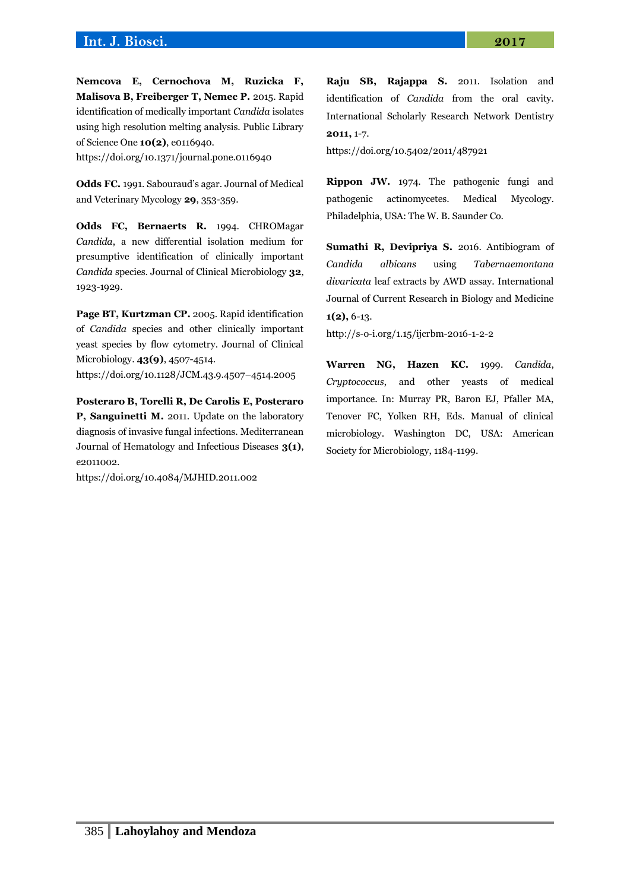**Nemcova E, Cernochova M, Ruzicka F, Malisova B, Freiberger T, Nemec P.** 2015. Rapid identification of medically important *Candida* isolates using high resolution melting analysis. Public Library of Science One **10(2)**, e0116940.
https://doi.org/10.1371/journal.pone.0116940

**Odds FC.** 1991. Sabouraud's agar. Journal of Medical and Veterinary Mycology **29**, 353-359.

**Odds FC, Bernaerts R.** 1994. CHROMagar *Candida*, a new differential isolation medium for presumptive identification of clinically important *Candida* species. Journal of Clinical Microbiology **32**, 1923-1929.

**Page BT, Kurtzman CP.** 2005. Rapid identification of *Candida* species and other clinically important yeast species by flow cytometry. Journal of Clinical Microbiology. **43(9)**, 4507-4514.
https://doi.org/10.1128/JCM.43.9.4507–4514.2005

**Posteraro B, Torelli R, De Carolis E, Posteraro P, Sanguinetti M.** 2011. Update on the laboratory diagnosis of invasive fungal infections. Mediterranean Journal of Hematology and Infectious Diseases **3(1)**, e2011002.
https://doi.org/10.4084/MJHID.2011.002

**Raju SB, Rajappa S.** 2011. Isolation and identification of *Candida* from the oral cavity. International Scholarly Research Network Dentistry **2011**, 1-7.
https://doi.org/10.5402/2011/487921

**Rippon JW.** 1974. The pathogenic fungi and pathogenic actinomycetes. Medical Mycology. Philadelphia, USA: The W. B. Saunder Co.

**Sumathi R, Devipriya S.** 2016. Antibiogram of *Candida albicans* using *Tabernaemontana divaricata* leaf extracts by AWD assay. International Journal of Current Research in Biology and Medicine **1(2)**, 6-13.
http://s-o-i.org/1.15/ijcrbm-2016-1-2-2

**Warren NG, Hazen KC.** 1999. *Candida*, *Cryptococcus*, and other yeasts of medical importance. In: Murray PR, Baron EJ, Pfaller MA, Tenover FC, Yolken RH, Eds. Manual of clinical microbiology. Washington DC, USA: American Society for Microbiology, 1184-1199.